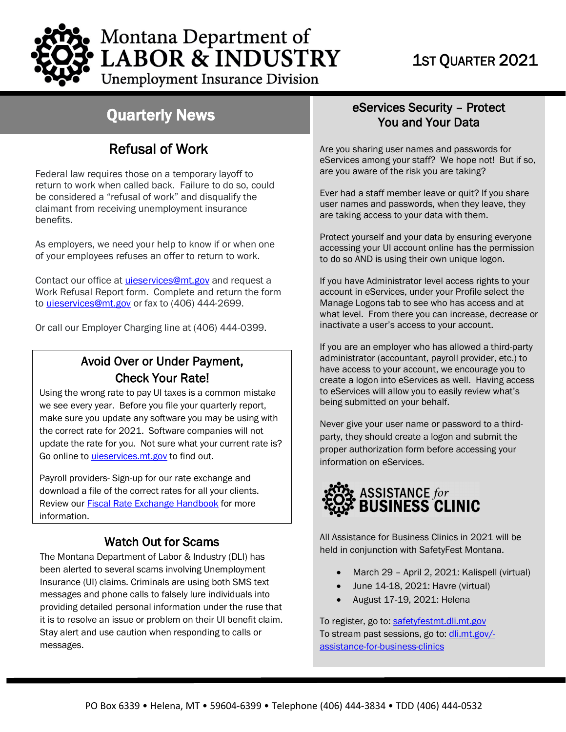# Montana Department of LABOR & INDUSTRY
## Unemployment Insurance Division

1ST QUARTER 2021

## Quarterly News

### Refusal of Work

Federal law requires those on a temporary layoff to return to work when called back. Failure to do so, could be considered a "refusal of work" and disqualify the claimant from receiving unemployment insurance benefits.

As employers, we need your help to know if or when one of your employees refuses an offer to return to work.

Contact our office at uieservices@mt.gov and request a Work Refusal Report form. Complete and return the form to uieservices@mt.gov or fax to (406) 444-2699.

Or call our Employer Charging line at (406) 444-0399.

### Avoid Over or Under Payment, Check Your Rate!

Using the wrong rate to pay UI taxes is a common mistake we see every year. Before you file your quarterly report, make sure you update any software you may be using with the correct rate for 2021. Software companies will not update the rate for you. Not sure what your current rate is? Go online to uieservices.mt.gov to find out.

Payroll providers- Sign-up for our rate exchange and download a file of the correct rates for all your clients. Review our Fiscal Rate Exchange Handbook for more information.

### Watch Out for Scams

The Montana Department of Labor & Industry (DLI) has been alerted to several scams involving Unemployment Insurance (UI) claims. Criminals are using both SMS text messages and phone calls to falsely lure individuals into providing detailed personal information under the ruse that it is to resolve an issue or problem on their UI benefit claim. Stay alert and use caution when responding to calls or messages.

### eServices Security – Protect You and Your Data

Are you sharing user names and passwords for eServices among your staff? We hope not! But if so, are you aware of the risk you are taking?

Ever had a staff member leave or quit? If you share user names and passwords, when they leave, they are taking access to your data with them.

Protect yourself and your data by ensuring everyone accessing your UI account online has the permission to do so AND is using their own unique logon.

If you have Administrator level access rights to your account in eServices, under your Profile select the Manage Logons tab to see who has access and at what level. From there you can increase, decrease or inactivate a user's access to your account.

If you are an employer who has allowed a third-party administrator (accountant, payroll provider, etc.) to have access to your account, we encourage you to create a logon into eServices as well. Having access to eServices will allow you to easily review what's being submitted on your behalf.

Never give your user name or password to a third-party, they should create a logon and submit the proper authorization form before accessing your information on eServices.

### ASSISTANCE *for* BUSINESS CLINIC

All Assistance for Business Clinics in 2021 will be held in conjunction with SafetyFest Montana.

- March 29 – April 2, 2021: Kalispell (virtual)
- June 14-18, 2021: Havre (virtual)
- August 17-19, 2021: Helena

To register, go to: safetyfestmt.dli.mt.gov
To stream past sessions, go to: dli.mt.gov/-assistance-for-business-clinics

PO Box 6339 • Helena, MT • 59604-6399 • Telephone (406) 444-3834 • TDD (406) 444-0532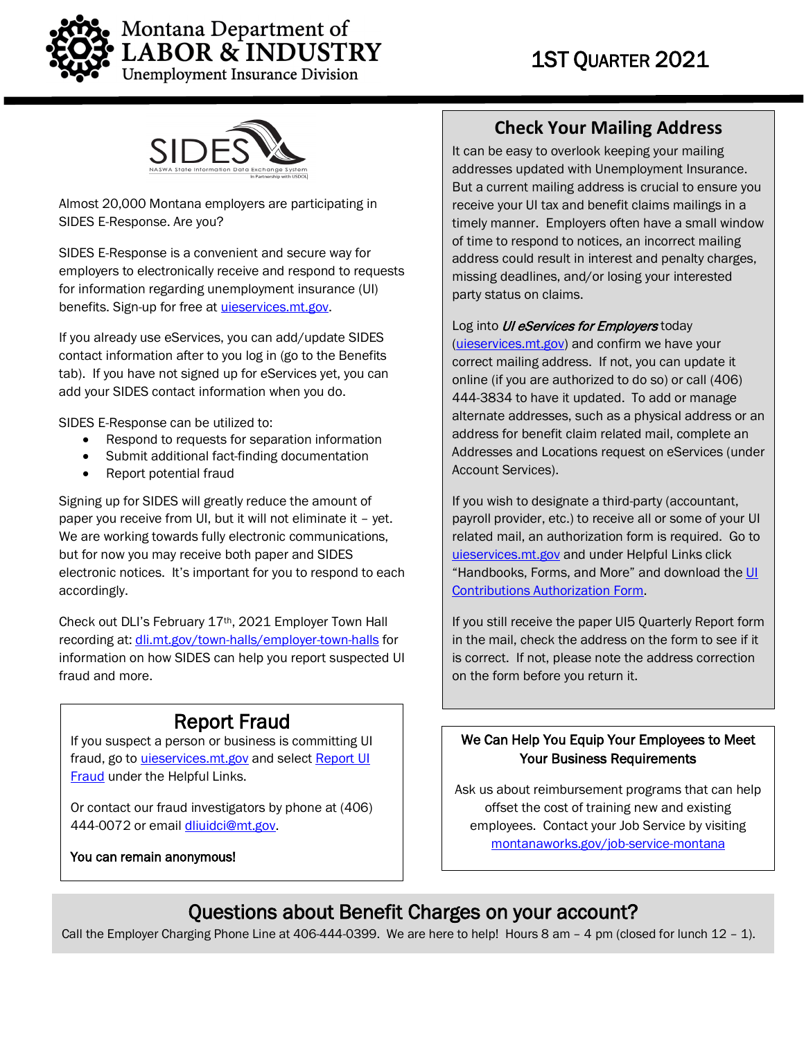# Montana Department of LABOR & INDUSTRY
Unemployment Insurance Division

1ST QUARTER 2021

SIDES
NASWA State Information Data Exchange System
In Partnership with USDOL

Almost 20,000 Montana employers are participating in SIDES E-Response. Are you?

SIDES E-Response is a convenient and secure way for employers to electronically receive and respond to requests for information regarding unemployment insurance (UI) benefits. Sign-up for free at [uieservices.mt.gov](uieservices.mt.gov).

If you already use eServices, you can add/update SIDES contact information after to you log in (go to the Benefits tab). If you have not signed up for eServices yet, you can add your SIDES contact information when you do.

SIDES E-Response can be utilized to:

- Respond to requests for separation information
- Submit additional fact-finding documentation
- Report potential fraud

Signing up for SIDES will greatly reduce the amount of paper you receive from UI, but it will not eliminate it – yet. We are working towards fully electronic communications, but for now you may receive both paper and SIDES electronic notices. It's important for you to respond to each accordingly.

Check out DLI's February 17th, 2021 Employer Town Hall recording at: [dli.mt.gov/town-halls/employer-town-halls](dli.mt.gov/town-halls/employer-town-halls) for information on how SIDES can help you report suspected UI fraud and more.

## Report Fraud

If you suspect a person or business is committing UI fraud, go to [uieservices.mt.gov](uieservices.mt.gov) and select Report UI Fraud under the Helpful Links.

Or contact our fraud investigators by phone at (406) 444-0072 or email [dliuidci@mt.gov](mailto:dliuidci@mt.gov).

**You can remain anonymous!**

## Check Your Mailing Address

It can be easy to overlook keeping your mailing addresses updated with Unemployment Insurance. But a current mailing address is crucial to ensure you receive your UI tax and benefit claims mailings in a timely manner. Employers often have a small window of time to respond to notices, an incorrect mailing address could result in interest and penalty charges, missing deadlines, and/or losing your interested party status on claims.

Log into ***UI eServices for Employers*** today ([uieservices.mt.gov](uieservices.mt.gov)) and confirm we have your correct mailing address. If not, you can update it online (if you are authorized to do so) or call (406) 444-3834 to have it updated. To add or manage alternate addresses, such as a physical address or an address for benefit claim related mail, complete an Addresses and Locations request on eServices (under Account Services).

If you wish to designate a third-party (accountant, payroll provider, etc.) to receive all or some of your UI related mail, an authorization form is required. Go to [uieservices.mt.gov](uieservices.mt.gov) and under Helpful Links click "Handbooks, Forms, and More" and download the UI Contributions Authorization Form.

If you still receive the paper UI5 Quarterly Report form in the mail, check the address on the form to see if it is correct. If not, please note the address correction on the form before you return it.

### We Can Help You Equip Your Employees to Meet Your Business Requirements

Ask us about reimbursement programs that can help offset the cost of training new and existing employees. Contact your Job Service by visiting [montanaworks.gov/job-service-montana](montanaworks.gov/job-service-montana)

## Questions about Benefit Charges on your account?

Call the Employer Charging Phone Line at 406-444-0399. We are here to help! Hours 8 am – 4 pm (closed for lunch 12 – 1).